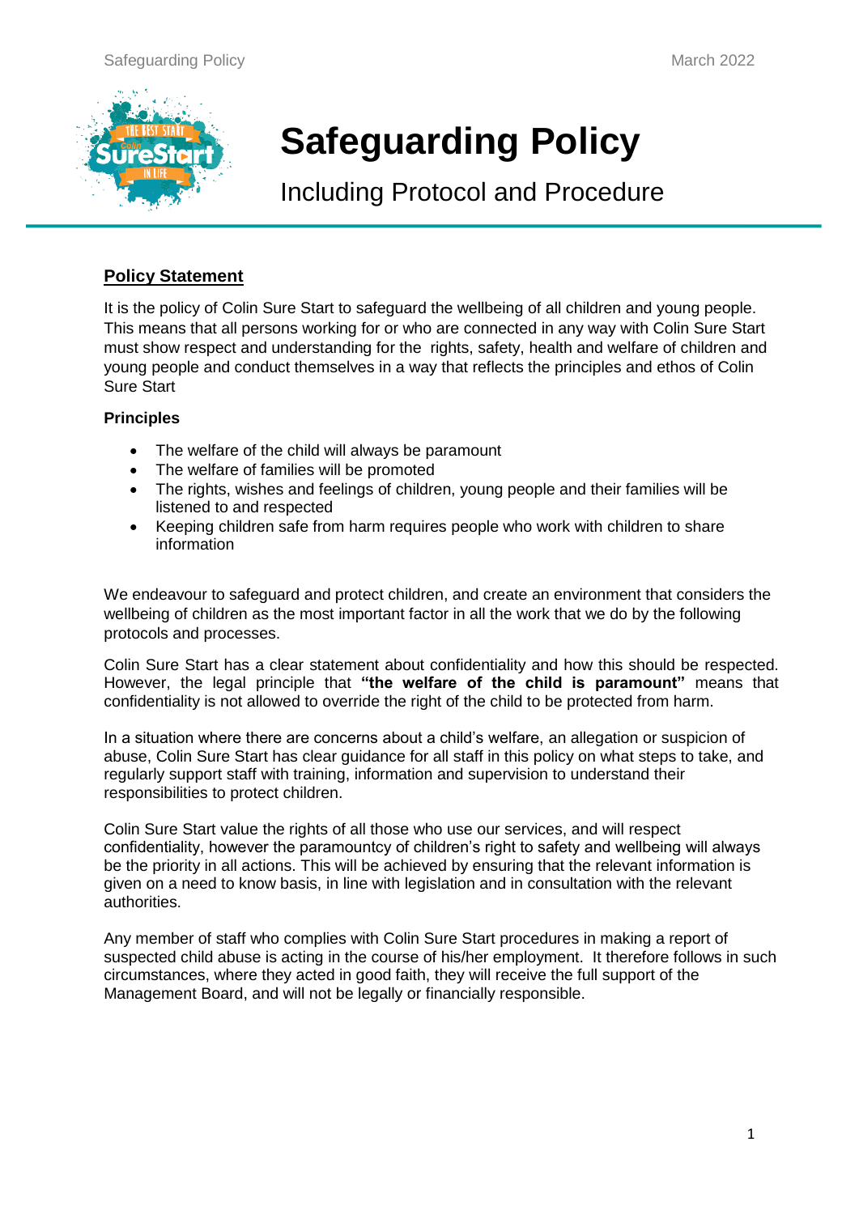# Safeguarding Policy

## Including Protocol and Procedure

### Policy Statement

It is the policy of Colin Sure Start to safeguard the wellbeing of all children and young people. This means that all persons working for or who are connected in any way with Colin Sure Start must show respect and understanding for the rights, safety, health and welfare of children and young people and conduct themselves in a way that reflects the principles and ethos of Colin Sure Start

**Principles**

- The welfare of the child will always be paramount
- The welfare of families will be promoted
- The rights, wishes and feelings of children, young people and their families will be listened to and respected
- Keeping children safe from harm requires people who work with children to share information

We endeavour to safeguard and protect children, and create an environment that considers the wellbeing of children as the most important factor in all the work that we do by the following protocols and processes.

Colin Sure Start has a clear statement about confidentiality and how this should be respected. However, the legal principle that **"the welfare of the child is paramount"** means that confidentiality is not allowed to override the right of the child to be protected from harm.

In a situation where there are concerns about a child's welfare, an allegation or suspicion of abuse, Colin Sure Start has clear guidance for all staff in this policy on what steps to take, and regularly support staff with training, information and supervision to understand their responsibilities to protect children.

Colin Sure Start value the rights of all those who use our services, and will respect confidentiality, however the paramountcy of children's right to safety and wellbeing will always be the priority in all actions. This will be achieved by ensuring that the relevant information is given on a need to know basis, in line with legislation and in consultation with the relevant authorities.

Any member of staff who complies with Colin Sure Start procedures in making a report of suspected child abuse is acting in the course of his/her employment. It therefore follows in such circumstances, where they acted in good faith, they will receive the full support of the Management Board, and will not be legally or financially responsible.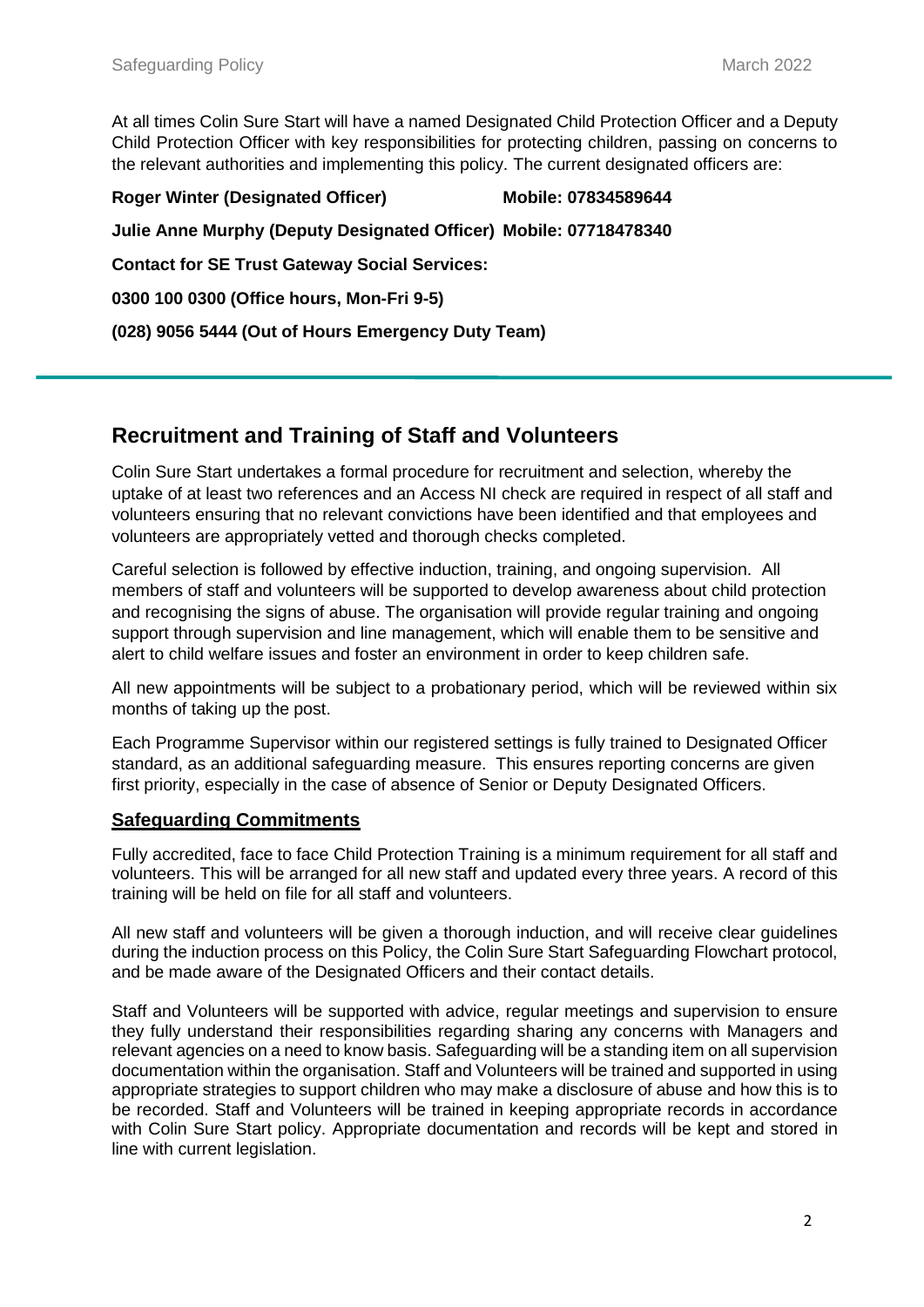At all times Colin Sure Start will have a named Designated Child Protection Officer and a Deputy Child Protection Officer with key responsibilities for protecting children, passing on concerns to the relevant authorities and implementing this policy. The current designated officers are:

**Roger Winter (Designated Officer) Mobile: 07834589644**

**Julie Anne Murphy (Deputy Designated Officer) Mobile: 07718478340**

**Contact for SE Trust Gateway Social Services:**

**0300 100 0300 (Office hours, Mon-Fri 9-5)**

**(028) 9056 5444 (Out of Hours Emergency Duty Team)**

---

## Recruitment and Training of Staff and Volunteers

Colin Sure Start undertakes a formal procedure for recruitment and selection, whereby the uptake of at least two references and an Access NI check are required in respect of all staff and volunteers ensuring that no relevant convictions have been identified and that employees and volunteers are appropriately vetted and thorough checks completed.

Careful selection is followed by effective induction, training, and ongoing supervision. All members of staff and volunteers will be supported to develop awareness about child protection and recognising the signs of abuse. The organisation will provide regular training and ongoing support through supervision and line management, which will enable them to be sensitive and alert to child welfare issues and foster an environment in order to keep children safe.

All new appointments will be subject to a probationary period, which will be reviewed within six months of taking up the post.

Each Programme Supervisor within our registered settings is fully trained to Designated Officer standard, as an additional safeguarding measure. This ensures reporting concerns are given first priority, especially in the case of absence of Senior or Deputy Designated Officers.

### Safeguarding Commitments

Fully accredited, face to face Child Protection Training is a minimum requirement for all staff and volunteers. This will be arranged for all new staff and updated every three years. A record of this training will be held on file for all staff and volunteers.

All new staff and volunteers will be given a thorough induction, and will receive clear guidelines during the induction process on this Policy, the Colin Sure Start Safeguarding Flowchart protocol, and be made aware of the Designated Officers and their contact details.

Staff and Volunteers will be supported with advice, regular meetings and supervision to ensure they fully understand their responsibilities regarding sharing any concerns with Managers and relevant agencies on a need to know basis. Safeguarding will be a standing item on all supervision documentation within the organisation. Staff and Volunteers will be trained and supported in using appropriate strategies to support children who may make a disclosure of abuse and how this is to be recorded. Staff and Volunteers will be trained in keeping appropriate records in accordance with Colin Sure Start policy. Appropriate documentation and records will be kept and stored in line with current legislation.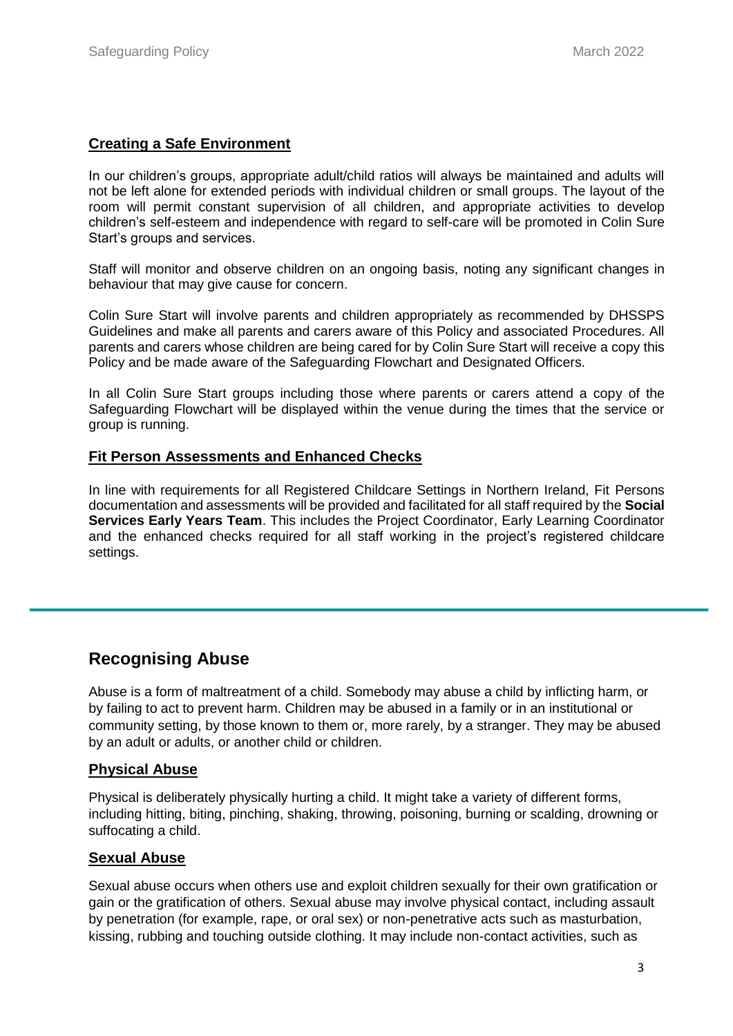## Creating a Safe Environment

In our children's groups, appropriate adult/child ratios will always be maintained and adults will not be left alone for extended periods with individual children or small groups. The layout of the room will permit constant supervision of all children, and appropriate activities to develop children's self-esteem and independence with regard to self-care will be promoted in Colin Sure Start's groups and services.

Staff will monitor and observe children on an ongoing basis, noting any significant changes in behaviour that may give cause for concern.

Colin Sure Start will involve parents and children appropriately as recommended by DHSSPS Guidelines and make all parents and carers aware of this Policy and associated Procedures. All parents and carers whose children are being cared for by Colin Sure Start will receive a copy this Policy and be made aware of the Safeguarding Flowchart and Designated Officers.

In all Colin Sure Start groups including those where parents or carers attend a copy of the Safeguarding Flowchart will be displayed within the venue during the times that the service or group is running.

## Fit Person Assessments and Enhanced Checks

In line with requirements for all Registered Childcare Settings in Northern Ireland, Fit Persons documentation and assessments will be provided and facilitated for all staff required by the **Social Services Early Years Team**. This includes the Project Coordinator, Early Learning Coordinator and the enhanced checks required for all staff working in the project's registered childcare settings.

---

# Recognising Abuse

Abuse is a form of maltreatment of a child. Somebody may abuse a child by inflicting harm, or by failing to act to prevent harm. Children may be abused in a family or in an institutional or community setting, by those known to them or, more rarely, by a stranger. They may be abused by an adult or adults, or another child or children.

## Physical Abuse

Physical is deliberately physically hurting a child. It might take a variety of different forms, including hitting, biting, pinching, shaking, throwing, poisoning, burning or scalding, drowning or suffocating a child.

## Sexual Abuse

Sexual abuse occurs when others use and exploit children sexually for their own gratification or gain or the gratification of others. Sexual abuse may involve physical contact, including assault by penetration (for example, rape, or oral sex) or non-penetrative acts such as masturbation, kissing, rubbing and touching outside clothing. It may include non-contact activities, such as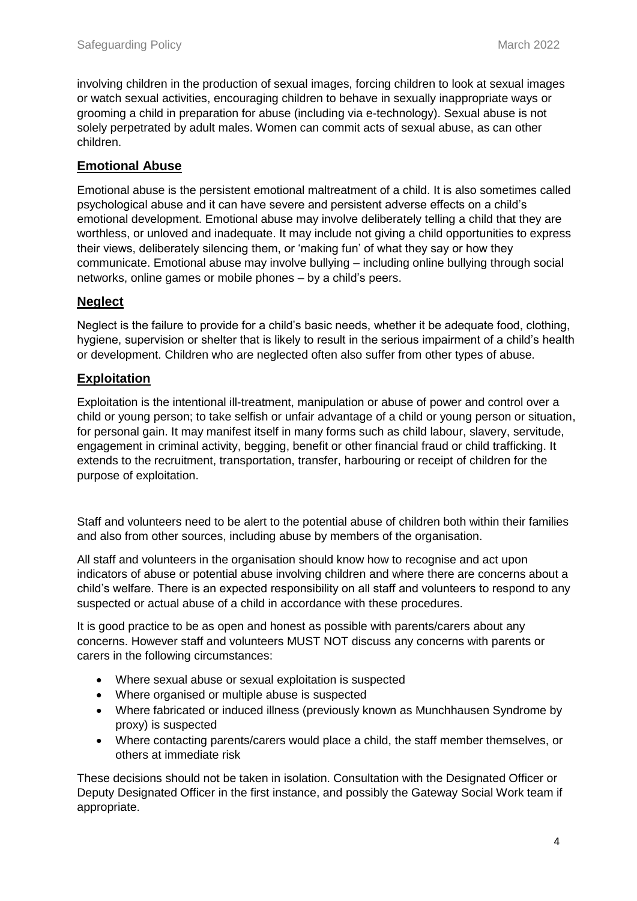involving children in the production of sexual images, forcing children to look at sexual images or watch sexual activities, encouraging children to behave in sexually inappropriate ways or grooming a child in preparation for abuse (including via e-technology). Sexual abuse is not solely perpetrated by adult males. Women can commit acts of sexual abuse, as can other children.

## Emotional Abuse

Emotional abuse is the persistent emotional maltreatment of a child. It is also sometimes called psychological abuse and it can have severe and persistent adverse effects on a child's emotional development. Emotional abuse may involve deliberately telling a child that they are worthless, or unloved and inadequate. It may include not giving a child opportunities to express their views, deliberately silencing them, or 'making fun' of what they say or how they communicate. Emotional abuse may involve bullying – including online bullying through social networks, online games or mobile phones – by a child's peers.

## Neglect

Neglect is the failure to provide for a child's basic needs, whether it be adequate food, clothing, hygiene, supervision or shelter that is likely to result in the serious impairment of a child's health or development. Children who are neglected often also suffer from other types of abuse.

## Exploitation

Exploitation is the intentional ill-treatment, manipulation or abuse of power and control over a child or young person; to take selfish or unfair advantage of a child or young person or situation, for personal gain. It may manifest itself in many forms such as child labour, slavery, servitude, engagement in criminal activity, begging, benefit or other financial fraud or child trafficking. It extends to the recruitment, transportation, transfer, harbouring or receipt of children for the purpose of exploitation.

Staff and volunteers need to be alert to the potential abuse of children both within their families and also from other sources, including abuse by members of the organisation.

All staff and volunteers in the organisation should know how to recognise and act upon indicators of abuse or potential abuse involving children and where there are concerns about a child's welfare. There is an expected responsibility on all staff and volunteers to respond to any suspected or actual abuse of a child in accordance with these procedures.

It is good practice to be as open and honest as possible with parents/carers about any concerns. However staff and volunteers MUST NOT discuss any concerns with parents or carers in the following circumstances:

- Where sexual abuse or sexual exploitation is suspected
- Where organised or multiple abuse is suspected
- Where fabricated or induced illness (previously known as Munchhausen Syndrome by proxy) is suspected
- Where contacting parents/carers would place a child, the staff member themselves, or others at immediate risk

These decisions should not be taken in isolation. Consultation with the Designated Officer or Deputy Designated Officer in the first instance, and possibly the Gateway Social Work team if appropriate.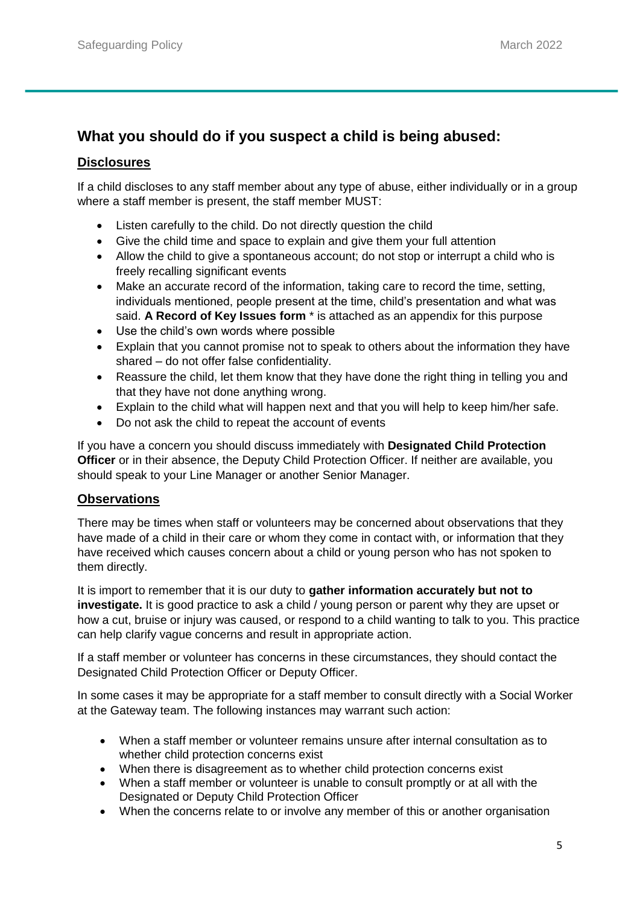## What you should do if you suspect a child is being abused:

### Disclosures

If a child discloses to any staff member about any type of abuse, either individually or in a group where a staff member is present, the staff member MUST:

- Listen carefully to the child. Do not directly question the child
- Give the child time and space to explain and give them your full attention
- Allow the child to give a spontaneous account; do not stop or interrupt a child who is freely recalling significant events
- Make an accurate record of the information, taking care to record the time, setting, individuals mentioned, people present at the time, child's presentation and what was said. **A Record of Key Issues form** * is attached as an appendix for this purpose
- Use the child's own words where possible
- Explain that you cannot promise not to speak to others about the information they have shared – do not offer false confidentiality.
- Reassure the child, let them know that they have done the right thing in telling you and that they have not done anything wrong.
- Explain to the child what will happen next and that you will help to keep him/her safe.
- Do not ask the child to repeat the account of events

If you have a concern you should discuss immediately with **Designated Child Protection Officer** or in their absence, the Deputy Child Protection Officer. If neither are available, you should speak to your Line Manager or another Senior Manager.

### Observations

There may be times when staff or volunteers may be concerned about observations that they have made of a child in their care or whom they come in contact with, or information that they have received which causes concern about a child or young person who has not spoken to them directly.

It is import to remember that it is our duty to **gather information accurately but not to investigate.** It is good practice to ask a child / young person or parent why they are upset or how a cut, bruise or injury was caused, or respond to a child wanting to talk to you. This practice can help clarify vague concerns and result in appropriate action.

If a staff member or volunteer has concerns in these circumstances, they should contact the Designated Child Protection Officer or Deputy Officer.

In some cases it may be appropriate for a staff member to consult directly with a Social Worker at the Gateway team. The following instances may warrant such action:

- When a staff member or volunteer remains unsure after internal consultation as to whether child protection concerns exist
- When there is disagreement as to whether child protection concerns exist
- When a staff member or volunteer is unable to consult promptly or at all with the Designated or Deputy Child Protection Officer
- When the concerns relate to or involve any member of this or another organisation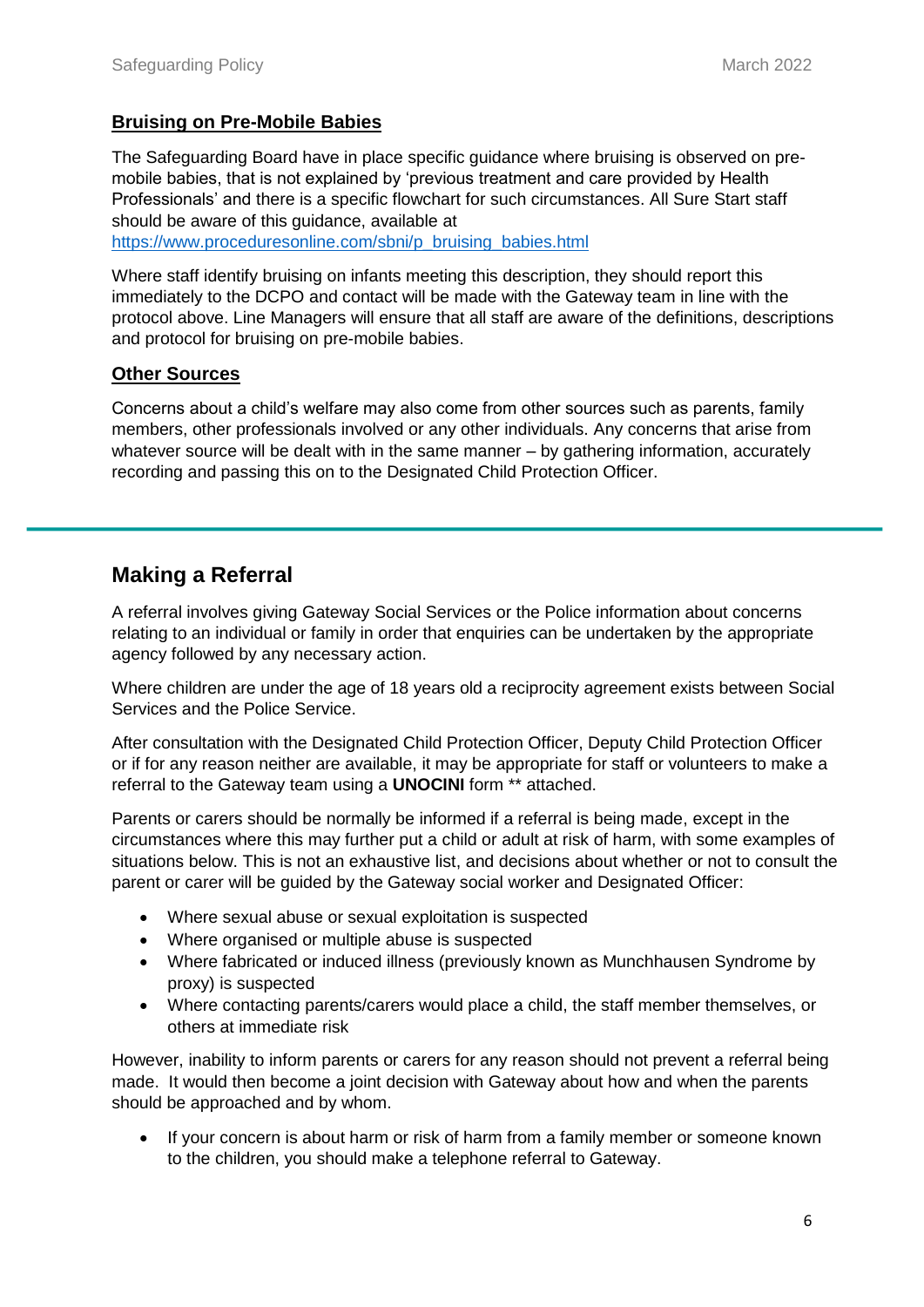### Bruising on Pre-Mobile Babies

The Safeguarding Board have in place specific guidance where bruising is observed on pre-mobile babies, that is not explained by 'previous treatment and care provided by Health Professionals' and there is a specific flowchart for such circumstances. All Sure Start staff should be aware of this guidance, available at https://www.proceduresonline.com/sbni/p_bruising_babies.html

Where staff identify bruising on infants meeting this description, they should report this immediately to the DCPO and contact will be made with the Gateway team in line with the protocol above. Line Managers will ensure that all staff are aware of the definitions, descriptions and protocol for bruising on pre-mobile babies.

### Other Sources

Concerns about a child's welfare may also come from other sources such as parents, family members, other professionals involved or any other individuals. Any concerns that arise from whatever source will be dealt with in the same manner – by gathering information, accurately recording and passing this on to the Designated Child Protection Officer.

## Making a Referral

A referral involves giving Gateway Social Services or the Police information about concerns relating to an individual or family in order that enquiries can be undertaken by the appropriate agency followed by any necessary action.

Where children are under the age of 18 years old a reciprocity agreement exists between Social Services and the Police Service.

After consultation with the Designated Child Protection Officer, Deputy Child Protection Officer or if for any reason neither are available, it may be appropriate for staff or volunteers to make a referral to the Gateway team using a **UNOCINI** form ** attached.

Parents or carers should be normally be informed if a referral is being made, except in the circumstances where this may further put a child or adult at risk of harm, with some examples of situations below. This is not an exhaustive list, and decisions about whether or not to consult the parent or carer will be guided by the Gateway social worker and Designated Officer:

- Where sexual abuse or sexual exploitation is suspected
- Where organised or multiple abuse is suspected
- Where fabricated or induced illness (previously known as Munchhausen Syndrome by proxy) is suspected
- Where contacting parents/carers would place a child, the staff member themselves, or others at immediate risk

However, inability to inform parents or carers for any reason should not prevent a referral being made. It would then become a joint decision with Gateway about how and when the parents should be approached and by whom.

- If your concern is about harm or risk of harm from a family member or someone known to the children, you should make a telephone referral to Gateway.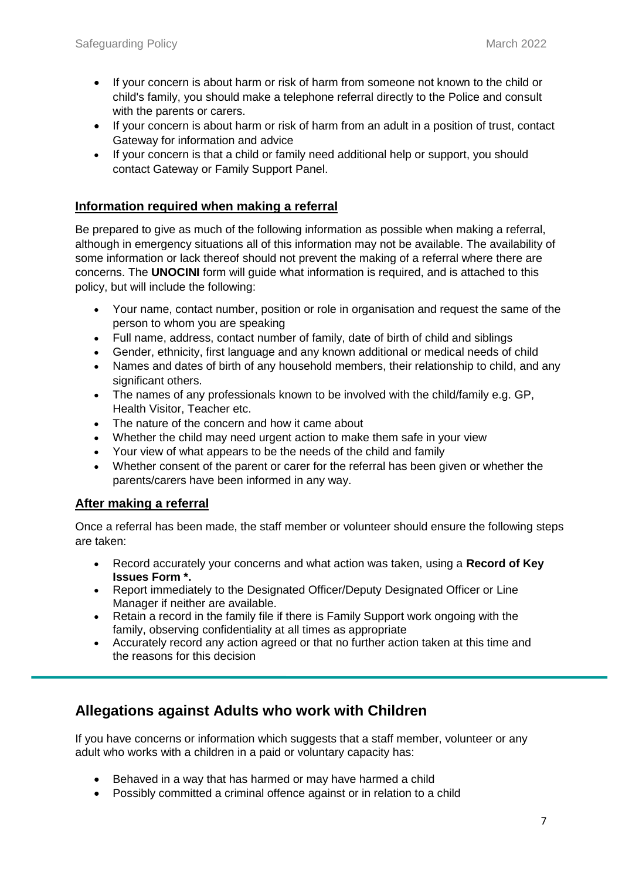- If your concern is about harm or risk of harm from someone not known to the child or child's family, you should make a telephone referral directly to the Police and consult with the parents or carers.
- If your concern is about harm or risk of harm from an adult in a position of trust, contact Gateway for information and advice
- If your concern is that a child or family need additional help or support, you should contact Gateway or Family Support Panel.

### Information required when making a referral

Be prepared to give as much of the following information as possible when making a referral, although in emergency situations all of this information may not be available. The availability of some information or lack thereof should not prevent the making of a referral where there are concerns. The **UNOCINI** form will guide what information is required, and is attached to this policy, but will include the following:

- Your name, contact number, position or role in organisation and request the same of the person to whom you are speaking
- Full name, address, contact number of family, date of birth of child and siblings
- Gender, ethnicity, first language and any known additional or medical needs of child
- Names and dates of birth of any household members, their relationship to child, and any significant others.
- The names of any professionals known to be involved with the child/family e.g. GP, Health Visitor, Teacher etc.
- The nature of the concern and how it came about
- Whether the child may need urgent action to make them safe in your view
- Your view of what appears to be the needs of the child and family
- Whether consent of the parent or carer for the referral has been given or whether the parents/carers have been informed in any way.

### After making a referral

Once a referral has been made, the staff member or volunteer should ensure the following steps are taken:

- Record accurately your concerns and what action was taken, using a **Record of Key Issues Form \*.**
- Report immediately to the Designated Officer/Deputy Designated Officer or Line Manager if neither are available.
- Retain a record in the family file if there is Family Support work ongoing with the family, observing confidentiality at all times as appropriate
- Accurately record any action agreed or that no further action taken at this time and the reasons for this decision

## Allegations against Adults who work with Children

If you have concerns or information which suggests that a staff member, volunteer or any adult who works with a children in a paid or voluntary capacity has:

- Behaved in a way that has harmed or may have harmed a child
- Possibly committed a criminal offence against or in relation to a child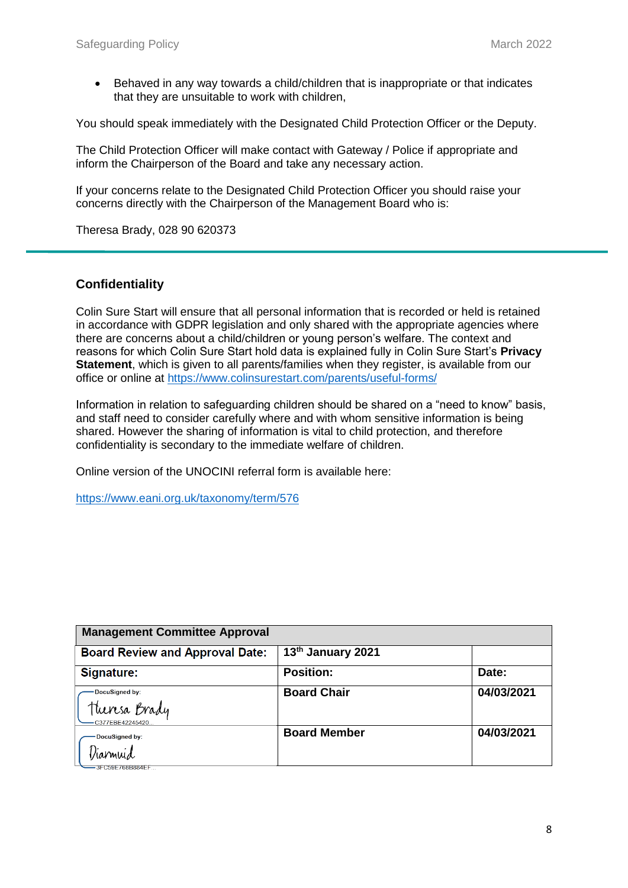- Behaved in any way towards a child/children that is inappropriate or that indicates that they are unsuitable to work with children,

You should speak immediately with the Designated Child Protection Officer or the Deputy.

The Child Protection Officer will make contact with Gateway / Police if appropriate and inform the Chairperson of the Board and take any necessary action.

If your concerns relate to the Designated Child Protection Officer you should raise your concerns directly with the Chairperson of the Management Board who is:

Theresa Brady, 028 90 620373

---

## Confidentiality

Colin Sure Start will ensure that all personal information that is recorded or held is retained in accordance with GDPR legislation and only shared with the appropriate agencies where there are concerns about a child/children or young person's welfare. The context and reasons for which Colin Sure Start hold data is explained fully in Colin Sure Start's **Privacy Statement**, which is given to all parents/families when they register, is available from our office or online at https://www.colinsurestart.com/parents/useful-forms/

Information in relation to safeguarding children should be shared on a "need to know" basis, and staff need to consider carefully where and with whom sensitive information is being shared. However the sharing of information is vital to child protection, and therefore confidentiality is secondary to the immediate welfare of children.

Online version of the UNOCINI referral form is available here:

https://www.eani.org.uk/taxonomy/term/576

| **Management Committee Approval** | | |
|---|---|---|
| **Board Review and Approval Date:** | **13th January 2021** | |
| **Signature:** | **Position:** | **Date:** |
| DocuSigned by: Theresa Brady C377EBE42245420... | **Board Chair** | **04/03/2021** |
| DocuSigned by: Diarmuid 3FC59E768B884EF... | **Board Member** | **04/03/2021** |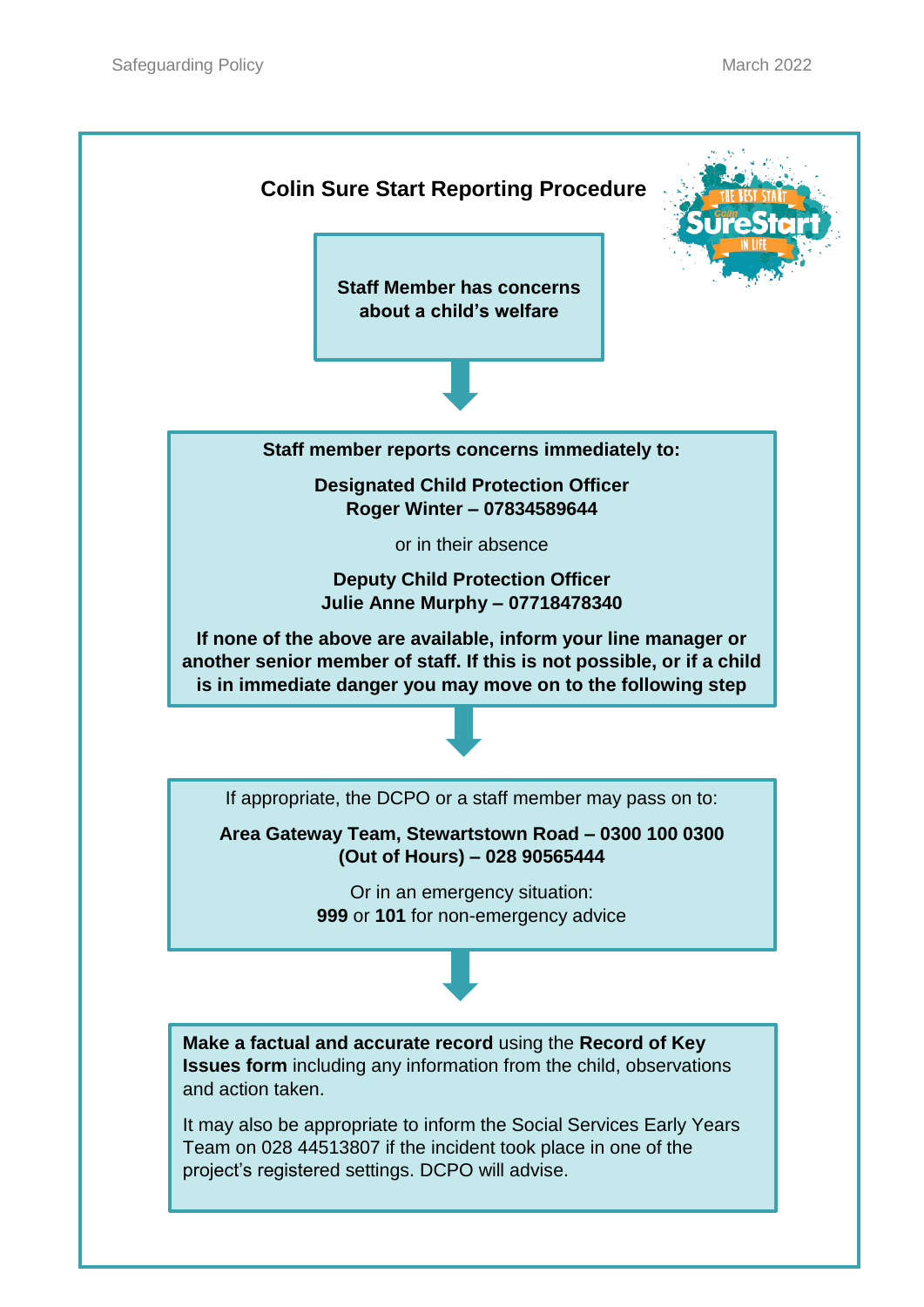## Colin Sure Start Reporting Procedure

**Staff Member has concerns about a child's welfare**

↓

**Staff member reports concerns immediately to:**

**Designated Child Protection Officer**
**Roger Winter – 07834589644**

or in their absence

**Deputy Child Protection Officer**
**Julie Anne Murphy – 07718478340**

**If none of the above are available, inform your line manager or another senior member of staff. If this is not possible, or if a child is in immediate danger you may move on to the following step**

↓

If appropriate, the DCPO or a staff member may pass on to:

**Area Gateway Team, Stewartstown Road – 0300 100 0300**
**(Out of Hours) – 028 90565444**

Or in an emergency situation:
**999** or **101** for non-emergency advice

↓

**Make a factual and accurate record** using the **Record of Key Issues form** including any information from the child, observations and action taken.

It may also be appropriate to inform the Social Services Early Years Team on 028 44513807 if the incident took place in one of the project's registered settings. DCPO will advise.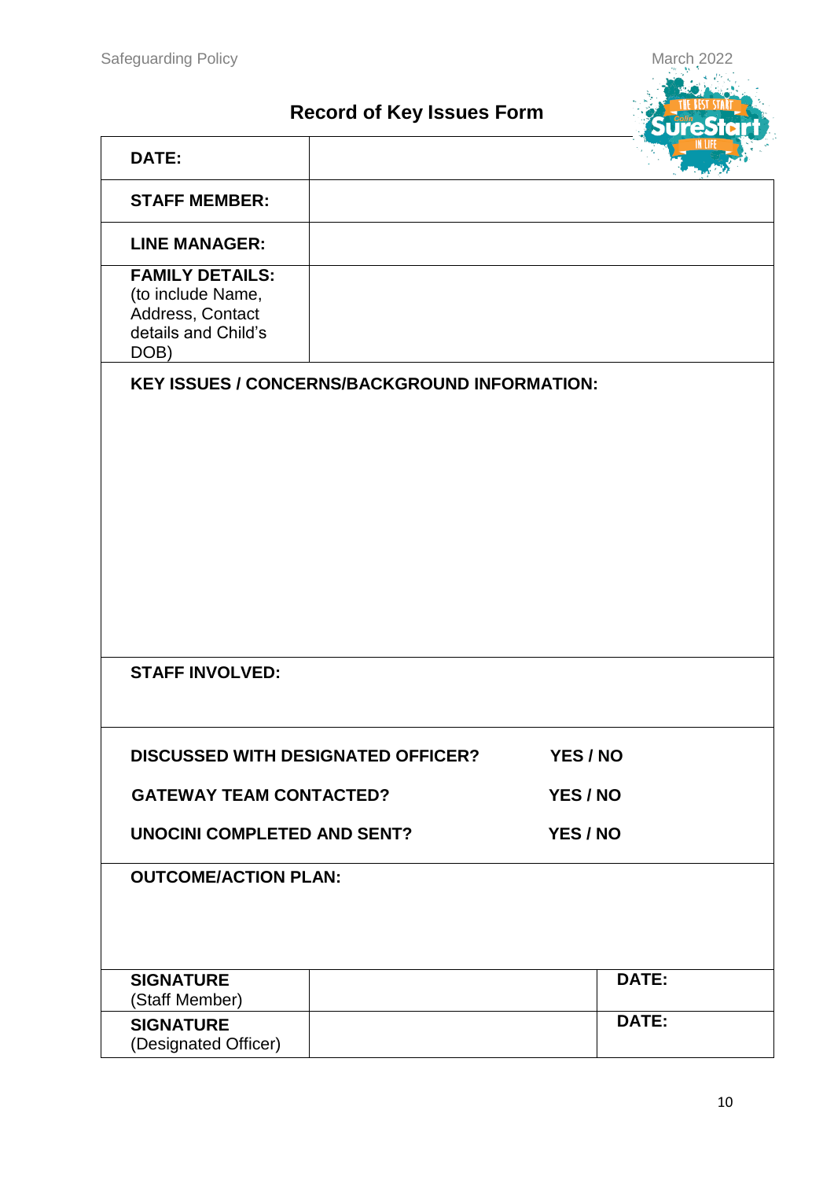## Record of Key Issues Form

| | |
|---|---|
| **DATE:** | |
| **STAFF MEMBER:** | |
| **LINE MANAGER:** | |
| **FAMILY DETAILS:** (to include Name, Address, Contact details and Child's DOB) | |

**KEY ISSUES / CONCERNS/BACKGROUND INFORMATION:**

**STAFF INVOLVED:**

| | |
|---|---|
| **DISCUSSED WITH DESIGNATED OFFICER?** | **YES / NO** |
| **GATEWAY TEAM CONTACTED?** | **YES / NO** |
| **UNOCINI COMPLETED AND SENT?** | **YES / NO** |

**OUTCOME/ACTION PLAN:**

| | | |
|---|---|---|
| **SIGNATURE** (Staff Member) | | **DATE:** |
| **SIGNATURE** (Designated Officer) | | **DATE:** |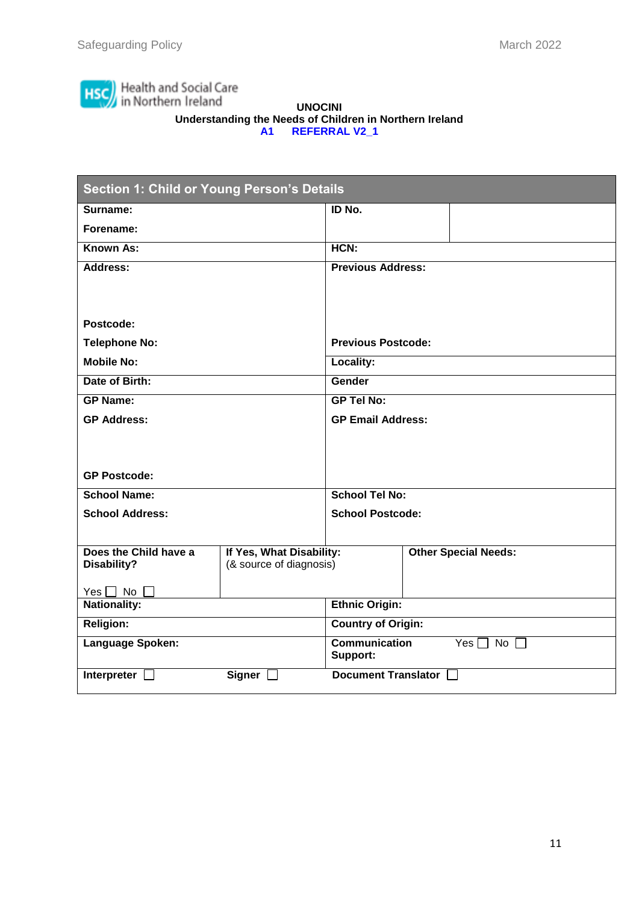Health and Social Care in Northern Ireland

**UNOCINI**
**Understanding the Needs of Children in Northern Ireland**
**A1 REFERRAL V2_1**

| **Section 1: Child or Young Person's Details** | | | |
|---|---|---|---|
| **Surname:**<br>**Forename:** | | **ID No.** | |
| **Known As:** | | **HCN:** | |
| **Address:**<br><br>**Postcode:**<br>**Telephone No:**<br>**Mobile No:** | | **Previous Address:**<br><br>**Previous Postcode:**<br>**Locality:** | |
| **Date of Birth:** | | **Gender** | |
| **GP Name:**<br>**GP Address:**<br><br>**GP Postcode:** | | **GP Tel No:**<br>**GP Email Address:** | |
| **School Name:**<br>**School Address:** | | **School Tel No:**<br>**School Postcode:** | |
| **Does the Child have a Disability?**<br>Yes ☐ No ☐ | **If Yes, What Disability:** (& source of diagnosis) | | **Other Special Needs:** |
| **Nationality:** | | **Ethnic Origin:** | |
| **Religion:** | | **Country of Origin:** | |
| **Language Spoken:** | | **Communication Support:** | Yes ☐ No ☐ |
| **Interpreter** ☐ | **Signer** ☐ | **Document Translator** ☐ | |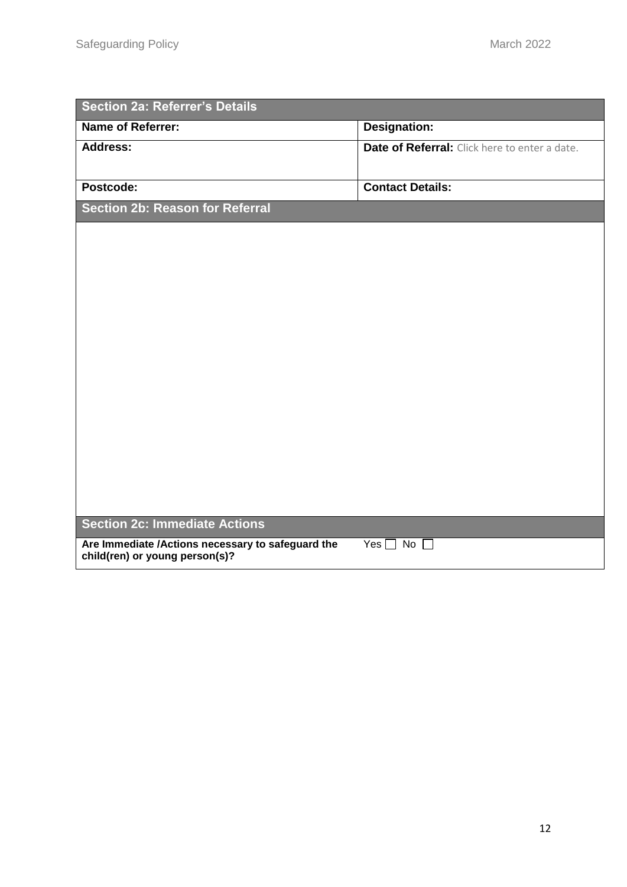| Section 2a: Referrer's Details | |
|---|---|
| **Name of Referrer:** | **Designation:** |
| **Address:** | **Date of Referral:** Click here to enter a date. |
| **Postcode:** | **Contact Details:** |

| Section 2b: Reason for Referral |
|---|
| |

| Section 2c: Immediate Actions | |
|---|---|
| **Are Immediate /Actions necessary to safeguard the child(ren) or young person(s)?** | Yes ☐ No ☐ |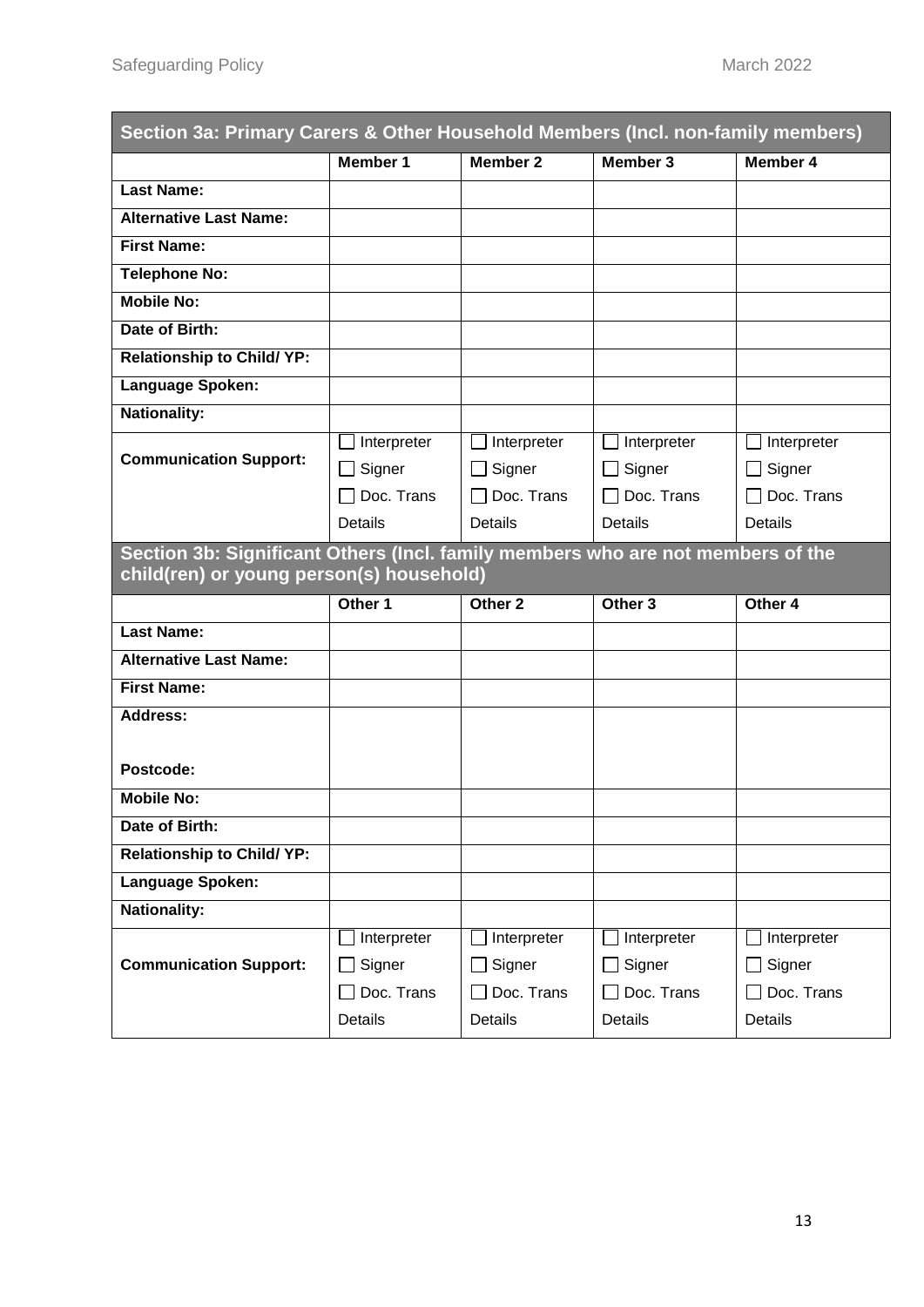## Section 3a: Primary Carers & Other Household Members (Incl. non-family members)

| | Member 1 | Member 2 | Member 3 | Member 4 |
|---|---|---|---|---|
| **Last Name:** | | | | |
| **Alternative Last Name:** | | | | |
| **First Name:** | | | | |
| **Telephone No:** | | | | |
| **Mobile No:** | | | | |
| **Date of Birth:** | | | | |
| **Relationship to Child/ YP:** | | | | |
| **Language Spoken:** | | | | |
| **Nationality:** | | | | |
| **Communication Support:** | ☐ Interpreter<br>☐ Signer<br>☐ Doc. Trans<br>Details | ☐ Interpreter<br>☐ Signer<br>☐ Doc. Trans<br>Details | ☐ Interpreter<br>☐ Signer<br>☐ Doc. Trans<br>Details | ☐ Interpreter<br>☐ Signer<br>☐ Doc. Trans<br>Details |

## Section 3b: Significant Others (Incl. family members who are not members of the child(ren) or young person(s) household)

| | Other 1 | Other 2 | Other 3 | Other 4 |
|---|---|---|---|---|
| **Last Name:** | | | | |
| **Alternative Last Name:** | | | | |
| **First Name:** | | | | |
| **Address:**<br><br>**Postcode:** | | | | |
| **Mobile No:** | | | | |
| **Date of Birth:** | | | | |
| **Relationship to Child/ YP:** | | | | |
| **Language Spoken:** | | | | |
| **Nationality:** | | | | |
| **Communication Support:** | ☐ Interpreter<br>☐ Signer<br>☐ Doc. Trans<br>Details | ☐ Interpreter<br>☐ Signer<br>☐ Doc. Trans<br>Details | ☐ Interpreter<br>☐ Signer<br>☐ Doc. Trans<br>Details | ☐ Interpreter<br>☐ Signer<br>☐ Doc. Trans<br>Details |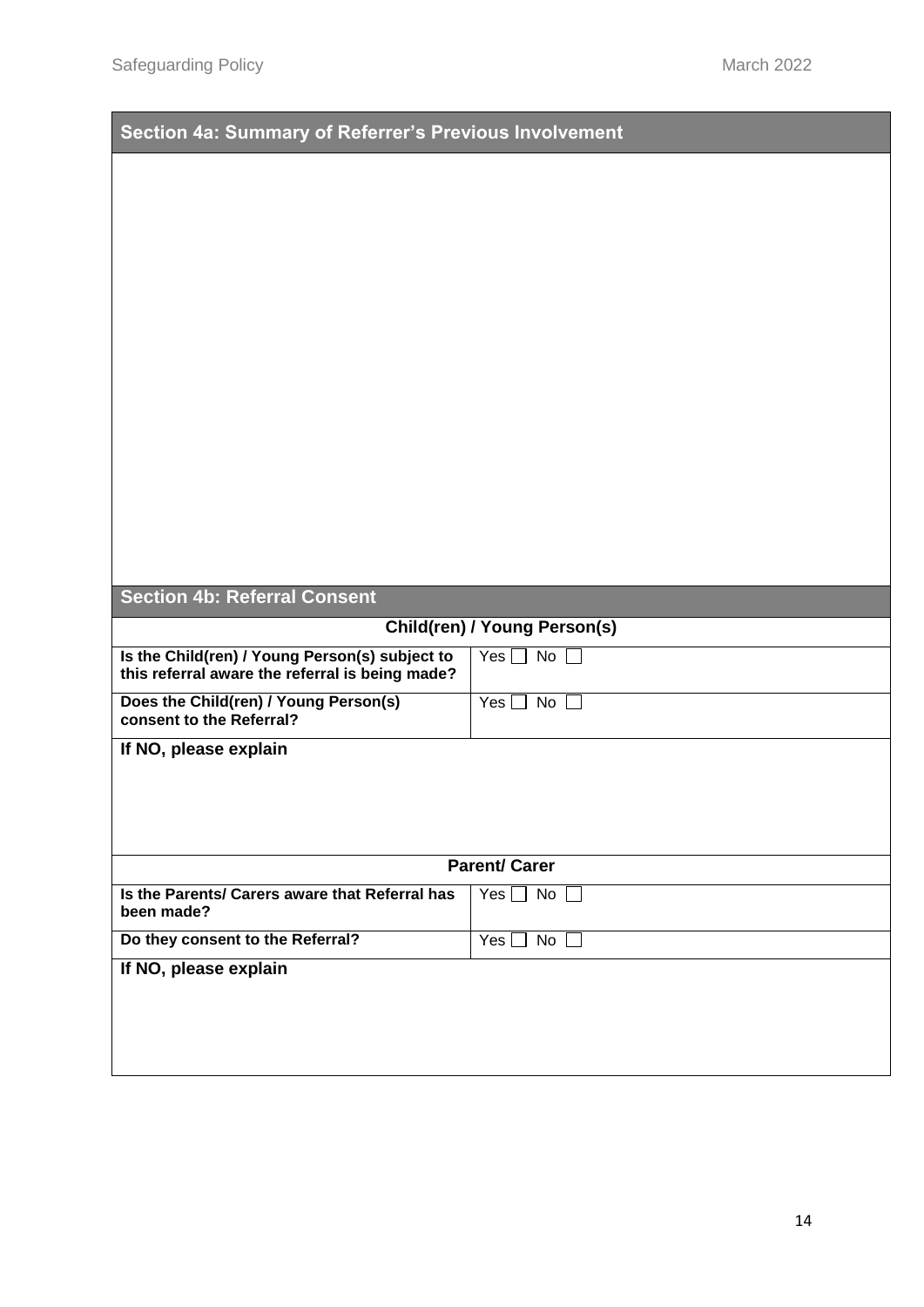## Section 4a: Summary of Referrer's Previous Involvement

## Section 4b: Referral Consent

| Child(ren) / Young Person(s) | |
|---|---|
| **Is the Child(ren) / Young Person(s) subject to this referral aware the referral is being made?** | Yes ☐ No ☐ |
| **Does the Child(ren) / Young Person(s) consent to the Referral?** | Yes ☐ No ☐ |

**If NO, please explain**

| Parent/ Carer | |
|---|---|
| **Is the Parents/ Carers aware that Referral has been made?** | Yes ☐ No ☐ |
| **Do they consent to the Referral?** | Yes ☐ No ☐ |

**If NO, please explain**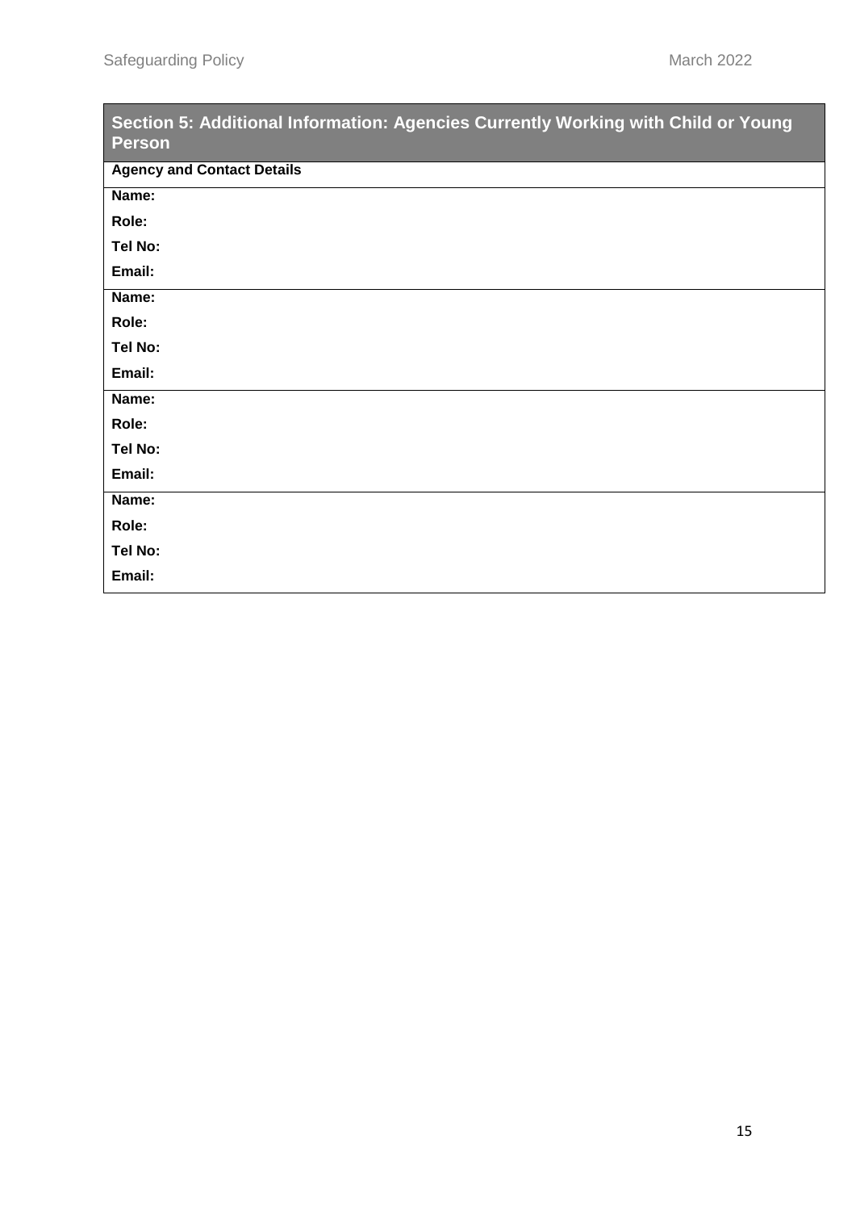| Section 5: Additional Information: Agencies Currently Working with Child or Young Person |
|---|
| **Agency and Contact Details** |
| **Name:**<br>**Role:**<br>**Tel No:**<br>**Email:** |
| **Name:**<br>**Role:**<br>**Tel No:**<br>**Email:** |
| **Name:**<br>**Role:**<br>**Tel No:**<br>**Email:** |
| **Name:**<br>**Role:**<br>**Tel No:**<br>**Email:** |